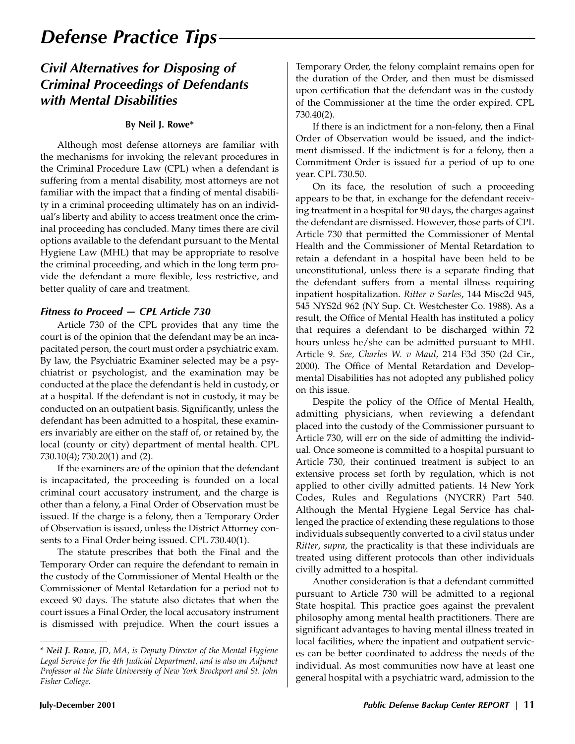# Defense Practice Tips

## Civil Alternatives for Disposing of Criminal Proceedings of Defendants with Mental Disabilities

**By Neil J. Rowe***

Although most defense attorneys are familiar with the mechanisms for invoking the relevant procedures in the Criminal Procedure Law (CPL) when a defendant is suffering from a mental disability, most attorneys are not familiar with the impact that a finding of mental disability in a criminal proceeding ultimately has on an individual's liberty and ability to access treatment once the criminal proceeding has concluded. Many times there are civil options available to the defendant pursuant to the Mental Hygiene Law (MHL) that may be appropriate to resolve the criminal proceeding, and which in the long term provide the defendant a more flexible, less restrictive, and better quality of care and treatment.

### Fitness to Proceed — CPL Article 730

Article 730 of the CPL provides that any time the court is of the opinion that the defendant may be an incapacitated person, the court must order a psychiatric exam. By law, the Psychiatric Examiner selected may be a psychiatrist or psychologist, and the examination may be conducted at the place the defendant is held in custody, or at a hospital. If the defendant is not in custody, it may be conducted on an outpatient basis. Significantly, unless the defendant has been admitted to a hospital, these examiners invariably are either on the staff of, or retained by, the local (county or city) department of mental health. CPL 730.10(4); 730.20(1) and (2).

If the examiners are of the opinion that the defendant is incapacitated, the proceeding is founded on a local criminal court accusatory instrument, and the charge is other than a felony, a Final Order of Observation must be issued. If the charge is a felony, then a Temporary Order of Observation is issued, unless the District Attorney consents to a Final Order being issued. CPL 730.40(1).

The statute prescribes that both the Final and the Temporary Order can require the defendant to remain in the custody of the Commissioner of Mental Health or the Commissioner of Mental Retardation for a period not to exceed 90 days. The statute also dictates that when the court issues a Final Order, the local accusatory instrument is dismissed with prejudice. When the court issues a Temporary Order, the felony complaint remains open for the duration of the Order, and then must be dismissed upon certification that the defendant was in the custody of the Commissioner at the time the order expired. CPL 730.40(2).

If there is an indictment for a non-felony, then a Final Order of Observation would be issued, and the indictment dismissed. If the indictment is for a felony, then a Commitment Order is issued for a period of up to one year. CPL 730.50.

On its face, the resolution of such a proceeding appears to be that, in exchange for the defendant receiving treatment in a hospital for 90 days, the charges against the defendant are dismissed. However, those parts of CPL Article 730 that permitted the Commissioner of Mental Health and the Commissioner of Mental Retardation to retain a defendant in a hospital have been held to be unconstitutional, unless there is a separate finding that the defendant suffers from a mental illness requiring inpatient hospitalization. *Ritter v Surles*, 144 Misc2d 945, 545 NYS2d 962 (NY Sup. Ct. Westchester Co. 1988). As a result, the Office of Mental Health has instituted a policy that requires a defendant to be discharged within 72 hours unless he/she can be admitted pursuant to MHL Article 9. *See, Charles W. v Maul,* 214 F3d 350 (2d Cir., 2000). The Office of Mental Retardation and Developmental Disabilities has not adopted any published policy on this issue.

Despite the policy of the Office of Mental Health, admitting physicians, when reviewing a defendant placed into the custody of the Commissioner pursuant to Article 730, will err on the side of admitting the individual. Once someone is committed to a hospital pursuant to Article 730, their continued treatment is subject to an extensive process set forth by regulation, which is not applied to other civilly admitted patients. 14 New York Codes, Rules and Regulations (NYCRR) Part 540. Although the Mental Hygiene Legal Service has challenged the practice of extending these regulations to those individuals subsequently converted to a civil status under *Ritter*, *supra*, the practicality is that these individuals are treated using different protocols than other individuals civilly admitted to a hospital.

Another consideration is that a defendant committed pursuant to Article 730 will be admitted to a regional State hospital. This practice goes against the prevalent philosophy among mental health practitioners. There are significant advantages to having mental illness treated in local facilities, where the inpatient and outpatient services can be better coordinated to address the needs of the individual. As most communities now have at least one general hospital with a psychiatric ward, admission to the

---

\* *Neil J. Rowe, JD, MA, is Deputy Director of the Mental Hygiene Legal Service for the 4th Judicial Department, and is also an Adjunct Professor at the State University of New York Brockport and St. John Fisher College.*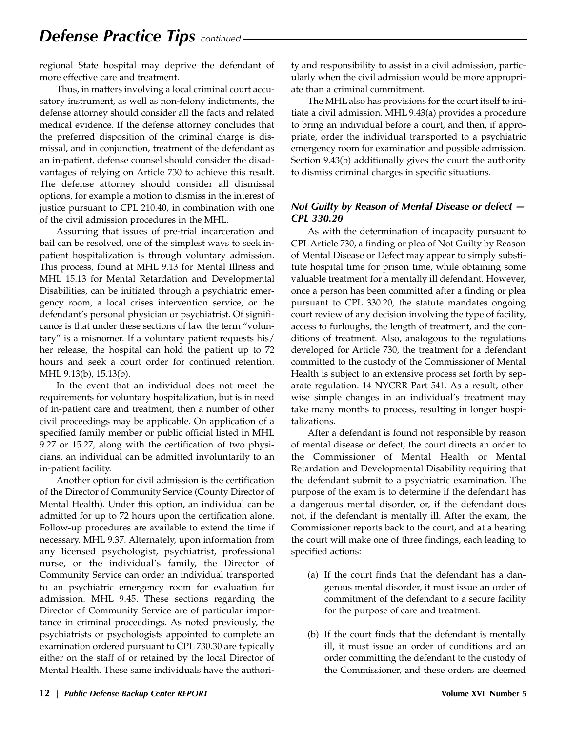regional State hospital may deprive the defendant of more effective care and treatment.

Thus, in matters involving a local criminal court accusatory instrument, as well as non-felony indictments, the defense attorney should consider all the facts and related medical evidence. If the defense attorney concludes that the preferred disposition of the criminal charge is dismissal, and in conjunction, treatment of the defendant as an in-patient, defense counsel should consider the disadvantages of relying on Article 730 to achieve this result. The defense attorney should consider all dismissal options, for example a motion to dismiss in the interest of justice pursuant to CPL 210.40, in combination with one of the civil admission procedures in the MHL.

Assuming that issues of pre-trial incarceration and bail can be resolved, one of the simplest ways to seek in-patient hospitalization is through voluntary admission. This process, found at MHL 9.13 for Mental Illness and MHL 15.13 for Mental Retardation and Developmental Disabilities, can be initiated through a psychiatric emergency room, a local crises intervention service, or the defendant's personal physician or psychiatrist. Of significance is that under these sections of law the term "voluntary" is a misnomer. If a voluntary patient requests his/her release, the hospital can hold the patient up to 72 hours and seek a court order for continued retention. MHL 9.13(b), 15.13(b).

In the event that an individual does not meet the requirements for voluntary hospitalization, but is in need of in-patient care and treatment, then a number of other civil proceedings may be applicable. On application of a specified family member or public official listed in MHL 9.27 or 15.27, along with the certification of two physicians, an individual can be admitted involuntarily to an in-patient facility.

Another option for civil admission is the certification of the Director of Community Service (County Director of Mental Health). Under this option, an individual can be admitted for up to 72 hours upon the certification alone. Follow-up procedures are available to extend the time if necessary. MHL 9.37. Alternately, upon information from any licensed psychologist, psychiatrist, professional nurse, or the individual's family, the Director of Community Service can order an individual transported to an psychiatric emergency room for evaluation for admission. MHL 9.45. These sections regarding the Director of Community Service are of particular importance in criminal proceedings. As noted previously, the psychiatrists or psychologists appointed to complete an examination ordered pursuant to CPL 730.30 are typically either on the staff of or retained by the local Director of Mental Health. These same individuals have the authority and responsibility to assist in a civil admission, particularly when the civil admission would be more appropriate than a criminal commitment.

The MHL also has provisions for the court itself to initiate a civil admission. MHL 9.43(a) provides a procedure to bring an individual before a court, and then, if appropriate, order the individual transported to a psychiatric emergency room for examination and possible admission. Section 9.43(b) additionally gives the court the authority to dismiss criminal charges in specific situations.

### *Not Guilty by Reason of Mental Disease or defect — CPL 330.20*

As with the determination of incapacity pursuant to CPL Article 730, a finding or plea of Not Guilty by Reason of Mental Disease or Defect may appear to simply substitute hospital time for prison time, while obtaining some valuable treatment for a mentally ill defendant. However, once a person has been committed after a finding or plea pursuant to CPL 330.20, the statute mandates ongoing court review of any decision involving the type of facility, access to furloughs, the length of treatment, and the conditions of treatment. Also, analogous to the regulations developed for Article 730, the treatment for a defendant committed to the custody of the Commissioner of Mental Health is subject to an extensive process set forth by separate regulation. 14 NYCRR Part 541. As a result, otherwise simple changes in an individual's treatment may take many months to process, resulting in longer hospitalizations.

After a defendant is found not responsible by reason of mental disease or defect, the court directs an order to the Commissioner of Mental Health or Mental Retardation and Developmental Disability requiring that the defendant submit to a psychiatric examination. The purpose of the exam is to determine if the defendant has a dangerous mental disorder, or, if the defendant does not, if the defendant is mentally ill. After the exam, the Commissioner reports back to the court, and at a hearing the court will make one of three findings, each leading to specified actions:

(a) If the court finds that the defendant has a dangerous mental disorder, it must issue an order of commitment of the defendant to a secure facility for the purpose of care and treatment.

(b) If the court finds that the defendant is mentally ill, it must issue an order of conditions and an order committing the defendant to the custody of the Commissioner, and these orders are deemed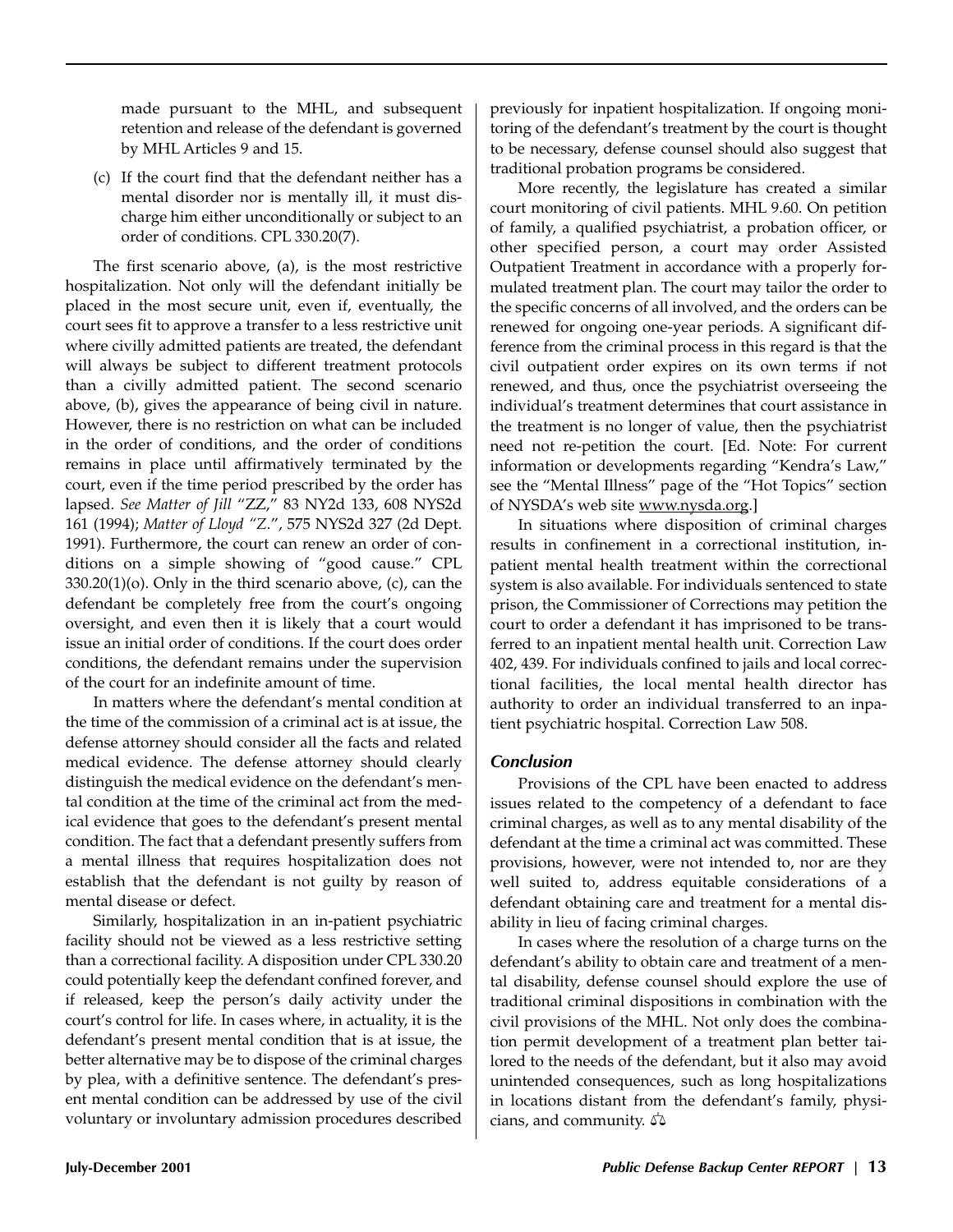made pursuant to the MHL, and subsequent retention and release of the defendant is governed by MHL Articles 9 and 15.

(c) If the court find that the defendant neither has a mental disorder nor is mentally ill, it must discharge him either unconditionally or subject to an order of conditions. CPL 330.20(7).

The first scenario above, (a), is the most restrictive hospitalization. Not only will the defendant initially be placed in the most secure unit, even if, eventually, the court sees fit to approve a transfer to a less restrictive unit where civilly admitted patients are treated, the defendant will always be subject to different treatment protocols than a civilly admitted patient. The second scenario above, (b), gives the appearance of being civil in nature. However, there is no restriction on what can be included in the order of conditions, and the order of conditions remains in place until affirmatively terminated by the court, even if the time period prescribed by the order has lapsed. *See Matter of Jill* "ZZ," 83 NY2d 133, 608 NYS2d 161 (1994); *Matter of Lloyd "Z."*, 575 NYS2d 327 (2d Dept. 1991). Furthermore, the court can renew an order of conditions on a simple showing of "good cause." CPL 330.20(1)(o). Only in the third scenario above, (c), can the defendant be completely free from the court's ongoing oversight, and even then it is likely that a court would issue an initial order of conditions. If the court does order conditions, the defendant remains under the supervision of the court for an indefinite amount of time.

In matters where the defendant's mental condition at the time of the commission of a criminal act is at issue, the defense attorney should consider all the facts and related medical evidence. The defense attorney should clearly distinguish the medical evidence on the defendant's mental condition at the time of the criminal act from the medical evidence that goes to the defendant's present mental condition. The fact that a defendant presently suffers from a mental illness that requires hospitalization does not establish that the defendant is not guilty by reason of mental disease or defect.

Similarly, hospitalization in an in-patient psychiatric facility should not be viewed as a less restrictive setting than a correctional facility. A disposition under CPL 330.20 could potentially keep the defendant confined forever, and if released, keep the person's daily activity under the court's control for life. In cases where, in actuality, it is the defendant's present mental condition that is at issue, the better alternative may be to dispose of the criminal charges by plea, with a definitive sentence. The defendant's present mental condition can be addressed by use of the civil voluntary or involuntary admission procedures described previously for inpatient hospitalization. If ongoing monitoring of the defendant's treatment by the court is thought to be necessary, defense counsel should also suggest that traditional probation programs be considered.

More recently, the legislature has created a similar court monitoring of civil patients. MHL 9.60. On petition of family, a qualified psychiatrist, a probation officer, or other specified person, a court may order Assisted Outpatient Treatment in accordance with a properly formulated treatment plan. The court may tailor the order to the specific concerns of all involved, and the orders can be renewed for ongoing one-year periods. A significant difference from the criminal process in this regard is that the civil outpatient order expires on its own terms if not renewed, and thus, once the psychiatrist overseeing the individual's treatment determines that court assistance in the treatment is no longer of value, then the psychiatrist need not re-petition the court. [Ed. Note: For current information or developments regarding "Kendra's Law," see the "Mental Illness" page of the "Hot Topics" section of NYSDA's web site www.nysda.org.]

In situations where disposition of criminal charges results in confinement in a correctional institution, inpatient mental health treatment within the correctional system is also available. For individuals sentenced to state prison, the Commissioner of Corrections may petition the court to order a defendant it has imprisoned to be transferred to an inpatient mental health unit. Correction Law 402, 439. For individuals confined to jails and local correctional facilities, the local mental health director has authority to order an individual transferred to an inpatient psychiatric hospital. Correction Law 508.

### *Conclusion*

Provisions of the CPL have been enacted to address issues related to the competency of a defendant to face criminal charges, as well as to any mental disability of the defendant at the time a criminal act was committed. These provisions, however, were not intended to, nor are they well suited to, address equitable considerations of a defendant obtaining care and treatment for a mental disability in lieu of facing criminal charges.

In cases where the resolution of a charge turns on the defendant's ability to obtain care and treatment of a mental disability, defense counsel should explore the use of traditional criminal dispositions in combination with the civil provisions of the MHL. Not only does the combination permit development of a treatment plan better tailored to the needs of the defendant, but it also may avoid unintended consequences, such as long hospitalizations in locations distant from the defendant's family, physicians, and community. ⚖